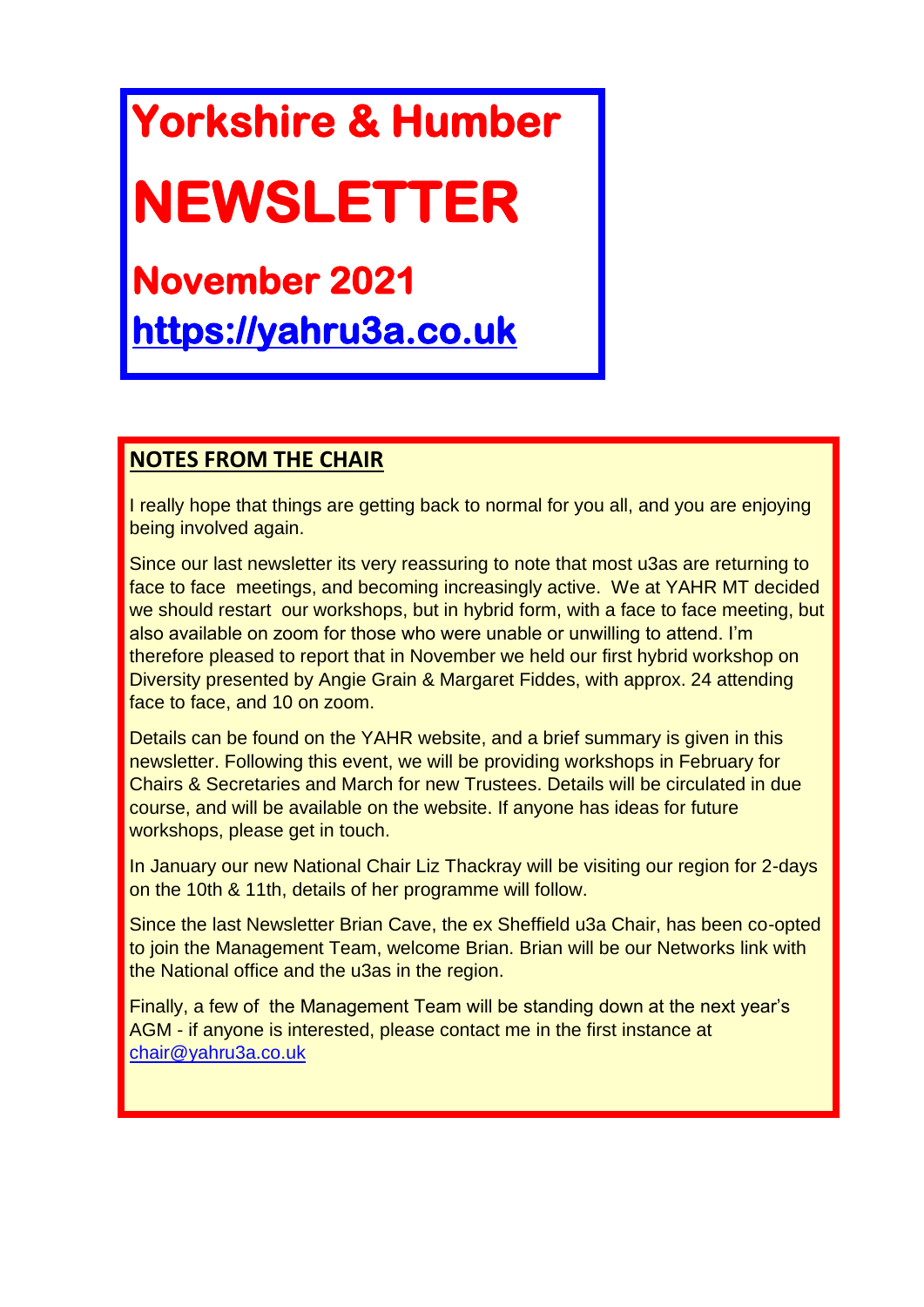# Yorkshire & Humber

# NEWSLETTER

## November 2021

## [https://yahru3a.co.uk](https://yahru3a.co.uk)

## NOTES FROM THE CHAIR

I really hope that things are getting back to normal for you all, and you are enjoying being involved again.

Since our last newsletter its very reassuring to note that most u3as are returning to face to face meetings, and becoming increasingly active. We at YAHR MT decided we should restart our workshops, but in hybrid form, with a face to face meeting, but also available on zoom for those who were unable or unwilling to attend. I'm therefore pleased to report that in November we held our first hybrid workshop on Diversity presented by Angie Grain & Margaret Fiddes, with approx. 24 attending face to face, and 10 on zoom.

Details can be found on the YAHR website, and a brief summary is given in this newsletter. Following this event, we will be providing workshops in February for Chairs & Secretaries and March for new Trustees. Details will be circulated in due course, and will be available on the website. If anyone has ideas for future workshops, please get in touch.

In January our new National Chair Liz Thackray will be visiting our region for 2-days on the 10th & 11th, details of her programme will follow.

Since the last Newsletter Brian Cave, the ex Sheffield u3a Chair, has been co-opted to join the Management Team, welcome Brian. Brian will be our Networks link with the National office and the u3as in the region.

Finally, a few of the Management Team will be standing down at the next year's AGM - if anyone is interested, please contact me in the first instance at [chair@yahru3a.co.uk](mailto:chair@yahru3a.co.uk)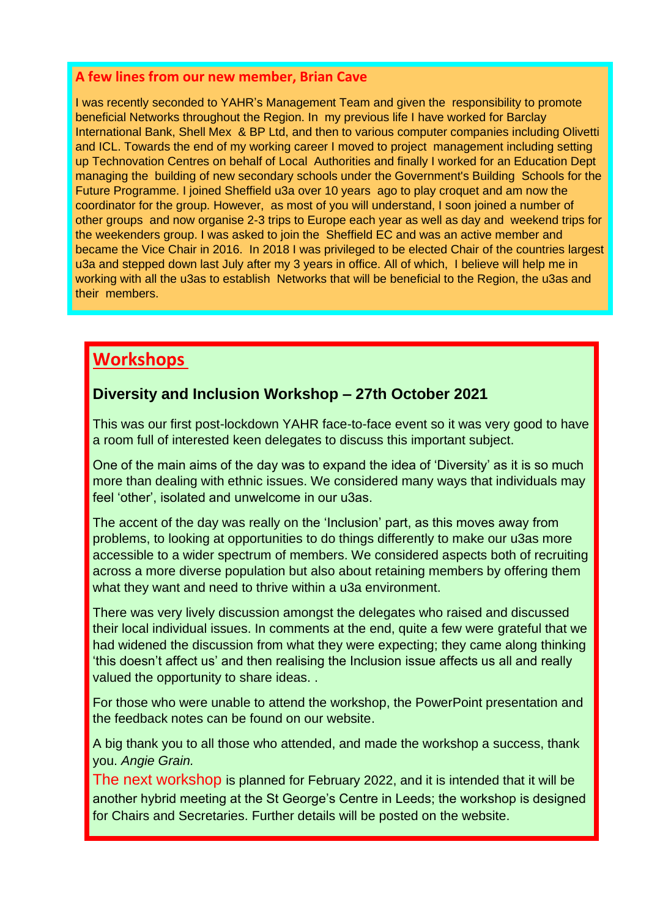### A few lines from our new member, Brian Cave

I was recently seconded to YAHR's Management Team and given the responsibility to promote beneficial Networks throughout the Region. In my previous life I have worked for Barclay International Bank, Shell Mex & BP Ltd, and then to various computer companies including Olivetti and ICL. Towards the end of my working career I moved to project management including setting up Technovation Centres on behalf of Local Authorities and finally I worked for an Education Dept managing the building of new secondary schools under the Government's Building Schools for the Future Programme. I joined Sheffield u3a over 10 years ago to play croquet and am now the coordinator for the group. However, as most of you will understand, I soon joined a number of other groups and now organise 2-3 trips to Europe each year as well as day and weekend trips for the weekenders group. I was asked to join the Sheffield EC and was an active member and became the Vice Chair in 2016. In 2018 I was privileged to be elected Chair of the countries largest u3a and stepped down last July after my 3 years in office. All of which, I believe will help me in working with all the u3as to establish Networks that will be beneficial to the Region, the u3as and their members.

## Workshops

### Diversity and Inclusion Workshop – 27th October 2021

This was our first post-lockdown YAHR face-to-face event so it was very good to have a room full of interested keen delegates to discuss this important subject.

One of the main aims of the day was to expand the idea of 'Diversity' as it is so much more than dealing with ethnic issues. We considered many ways that individuals may feel 'other', isolated and unwelcome in our u3as.

The accent of the day was really on the 'Inclusion' part, as this moves away from problems, to looking at opportunities to do things differently to make our u3as more accessible to a wider spectrum of members. We considered aspects both of recruiting across a more diverse population but also about retaining members by offering them what they want and need to thrive within a u3a environment.

There was very lively discussion amongst the delegates who raised and discussed their local individual issues. In comments at the end, quite a few were grateful that we had widened the discussion from what they were expecting; they came along thinking 'this doesn't affect us' and then realising the Inclusion issue affects us all and really valued the opportunity to share ideas. .

For those who were unable to attend the workshop, the PowerPoint presentation and the feedback notes can be found on our website.

A big thank you to all those who attended, and made the workshop a success, thank you. *Angie Grain.*

The next workshop is planned for February 2022, and it is intended that it will be another hybrid meeting at the St George's Centre in Leeds; the workshop is designed for Chairs and Secretaries. Further details will be posted on the website.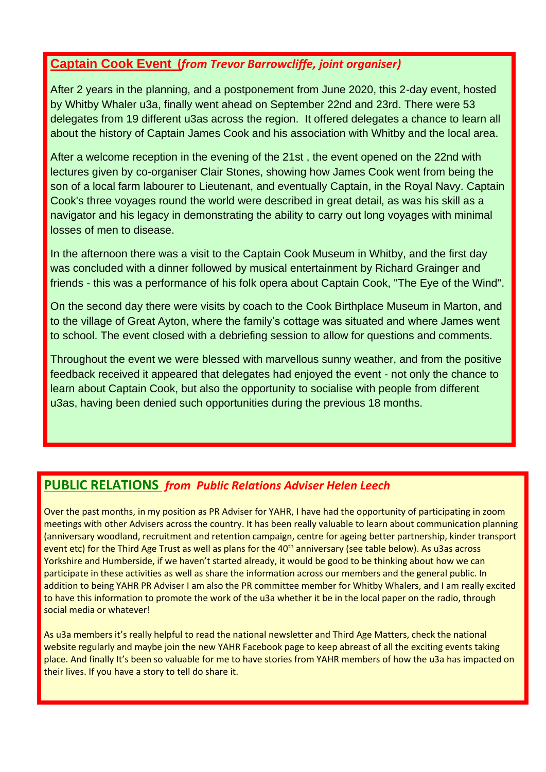## Captain Cook Event (*from Trevor Barrowcliffe, joint organiser)*

After 2 years in the planning, and a postponement from June 2020, this 2-day event, hosted by Whitby Whaler u3a, finally went ahead on September 22nd and 23rd. There were 53 delegates from 19 different u3as across the region. It offered delegates a chance to learn all about the history of Captain James Cook and his association with Whitby and the local area.

After a welcome reception in the evening of the 21st , the event opened on the 22nd with lectures given by co-organiser Clair Stones, showing how James Cook went from being the son of a local farm labourer to Lieutenant, and eventually Captain, in the Royal Navy. Captain Cook's three voyages round the world were described in great detail, as was his skill as a navigator and his legacy in demonstrating the ability to carry out long voyages with minimal losses of men to disease.

In the afternoon there was a visit to the Captain Cook Museum in Whitby, and the first day was concluded with a dinner followed by musical entertainment by Richard Grainger and friends - this was a performance of his folk opera about Captain Cook, "The Eye of the Wind".

On the second day there were visits by coach to the Cook Birthplace Museum in Marton, and to the village of Great Ayton, where the family's cottage was situated and where James went to school. The event closed with a debriefing session to allow for questions and comments.

Throughout the event we were blessed with marvellous sunny weather, and from the positive feedback received it appeared that delegates had enjoyed the event - not only the chance to learn about Captain Cook, but also the opportunity to socialise with people from different u3as, having been denied such opportunities during the previous 18 months.

## PUBLIC RELATIONS *from Public Relations Adviser Helen Leech*

Over the past months, in my position as PR Adviser for YAHR, I have had the opportunity of participating in zoom meetings with other Advisers across the country. It has been really valuable to learn about communication planning (anniversary woodland, recruitment and retention campaign, centre for ageing better partnership, kinder transport event etc) for the Third Age Trust as well as plans for the 40th anniversary (see table below). As u3as across Yorkshire and Humberside, if we haven't started already, it would be good to be thinking about how we can participate in these activities as well as share the information across our members and the general public. In addition to being YAHR PR Adviser I am also the PR committee member for Whitby Whalers, and I am really excited to have this information to promote the work of the u3a whether it be in the local paper on the radio, through social media or whatever!

As u3a members it's really helpful to read the national newsletter and Third Age Matters, check the national website regularly and maybe join the new YAHR Facebook page to keep abreast of all the exciting events taking place. And finally It's been so valuable for me to have stories from YAHR members of how the u3a has impacted on their lives. If you have a story to tell do share it.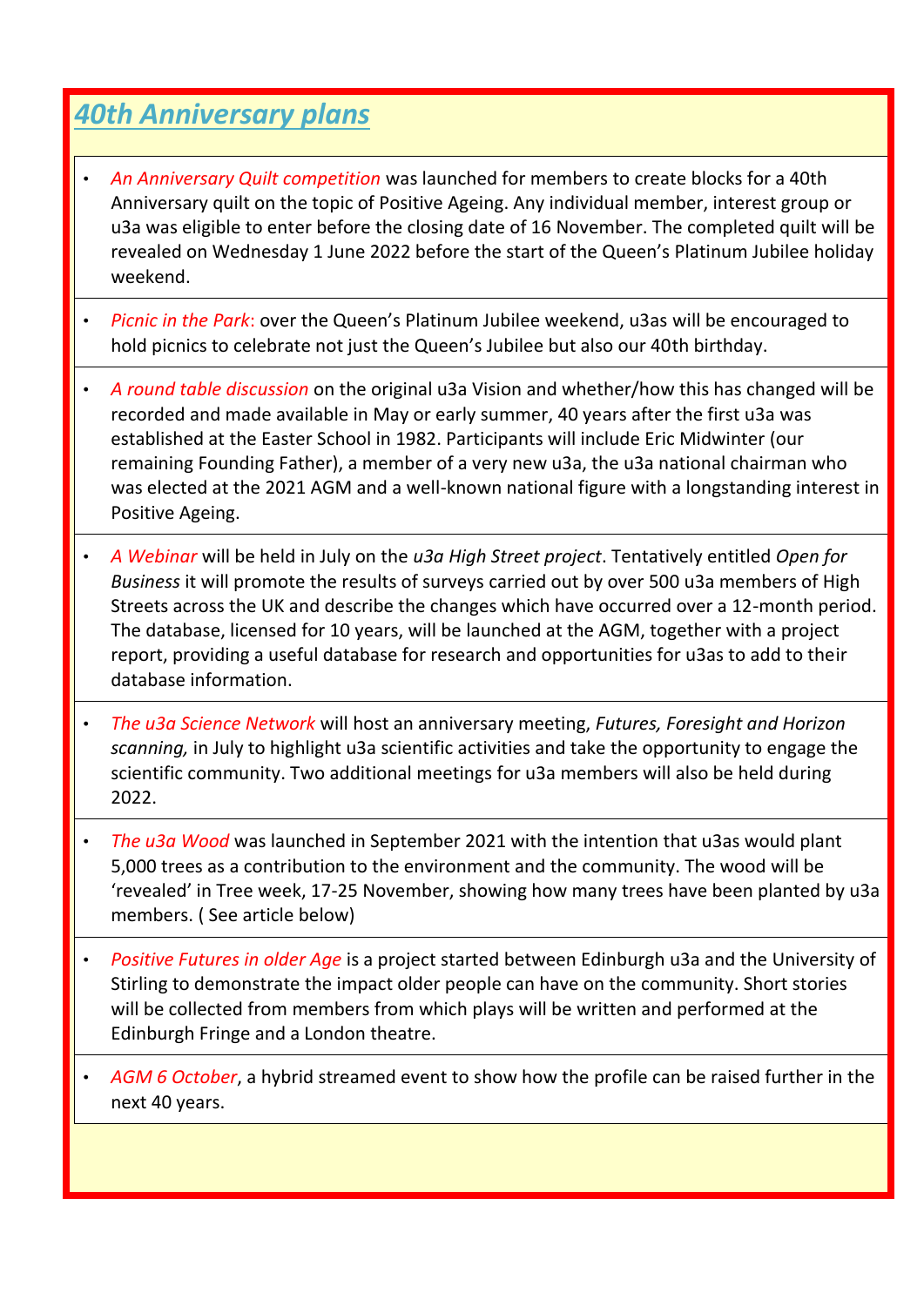## *40th Anniversary plans*

- *An Anniversary Quilt competition* was launched for members to create blocks for a 40th Anniversary quilt on the topic of Positive Ageing. Any individual member, interest group or u3a was eligible to enter before the closing date of 16 November. The completed quilt will be revealed on Wednesday 1 June 2022 before the start of the Queen's Platinum Jubilee holiday weekend.
- *Picnic in the Park*: over the Queen's Platinum Jubilee weekend, u3as will be encouraged to hold picnics to celebrate not just the Queen's Jubilee but also our 40th birthday.
- *A round table discussion* on the original u3a Vision and whether/how this has changed will be recorded and made available in May or early summer, 40 years after the first u3a was established at the Easter School in 1982. Participants will include Eric Midwinter (our remaining Founding Father), a member of a very new u3a, the u3a national chairman who was elected at the 2021 AGM and a well-known national figure with a longstanding interest in Positive Ageing.
- *A Webinar* will be held in July on the *u3a High Street project*. Tentatively entitled *Open for Business* it will promote the results of surveys carried out by over 500 u3a members of High Streets across the UK and describe the changes which have occurred over a 12-month period. The database, licensed for 10 years, will be launched at the AGM, together with a project report, providing a useful database for research and opportunities for u3as to add to their database information.
- *The u3a Science Network* will host an anniversary meeting, *Futures, Foresight and Horizon scanning,* in July to highlight u3a scientific activities and take the opportunity to engage the scientific community. Two additional meetings for u3a members will also be held during 2022.
- *The u3a Wood* was launched in September 2021 with the intention that u3as would plant 5,000 trees as a contribution to the environment and the community. The wood will be 'revealed' in Tree week, 17-25 November, showing how many trees have been planted by u3a members. ( See article below)
- *Positive Futures in older Age* is a project started between Edinburgh u3a and the University of Stirling to demonstrate the impact older people can have on the community. Short stories will be collected from members from which plays will be written and performed at the Edinburgh Fringe and a London theatre.
- *AGM 6 October*, a hybrid streamed event to show how the profile can be raised further in the next 40 years.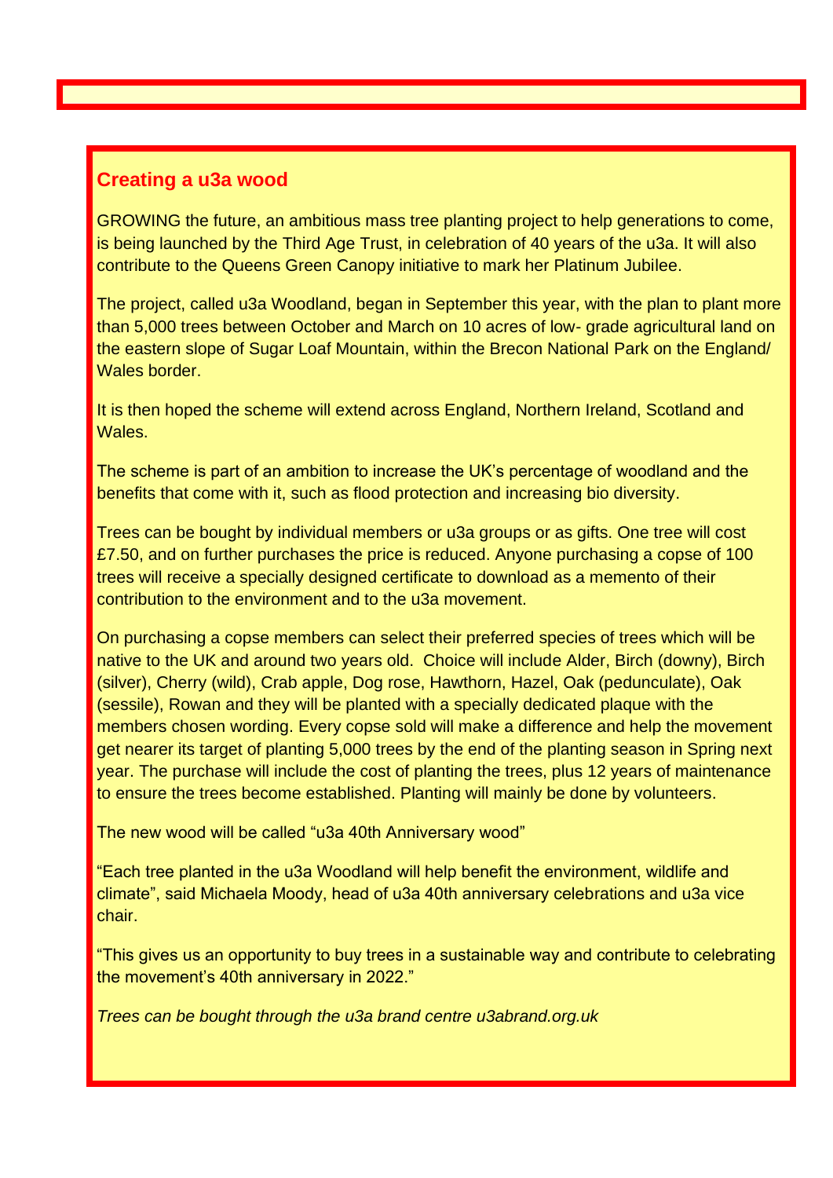## Creating a u3a wood

GROWING the future, an ambitious mass tree planting project to help generations to come, is being launched by the Third Age Trust, in celebration of 40 years of the u3a. It will also contribute to the Queens Green Canopy initiative to mark her Platinum Jubilee.

The project, called u3a Woodland, began in September this year, with the plan to plant more than 5,000 trees between October and March on 10 acres of low- grade agricultural land on the eastern slope of Sugar Loaf Mountain, within the Brecon National Park on the England/ Wales border.

It is then hoped the scheme will extend across England, Northern Ireland, Scotland and Wales.

The scheme is part of an ambition to increase the UK's percentage of woodland and the benefits that come with it, such as flood protection and increasing bio diversity.

Trees can be bought by individual members or u3a groups or as gifts. One tree will cost £7.50, and on further purchases the price is reduced. Anyone purchasing a copse of 100 trees will receive a specially designed certificate to download as a memento of their contribution to the environment and to the u3a movement.

On purchasing a copse members can select their preferred species of trees which will be native to the UK and around two years old. Choice will include Alder, Birch (downy), Birch (silver), Cherry (wild), Crab apple, Dog rose, Hawthorn, Hazel, Oak (pedunculate), Oak (sessile), Rowan and they will be planted with a specially dedicated plaque with the members chosen wording. Every copse sold will make a difference and help the movement get nearer its target of planting 5,000 trees by the end of the planting season in Spring next year. The purchase will include the cost of planting the trees, plus 12 years of maintenance to ensure the trees become established. Planting will mainly be done by volunteers.

The new wood will be called "u3a 40th Anniversary wood"

"Each tree planted in the u3a Woodland will help benefit the environment, wildlife and climate", said Michaela Moody, head of u3a 40th anniversary celebrations and u3a vice chair.

"This gives us an opportunity to buy trees in a sustainable way and contribute to celebrating the movement's 40th anniversary in 2022."

*Trees can be bought through the u3a brand centre u3abrand.org.uk*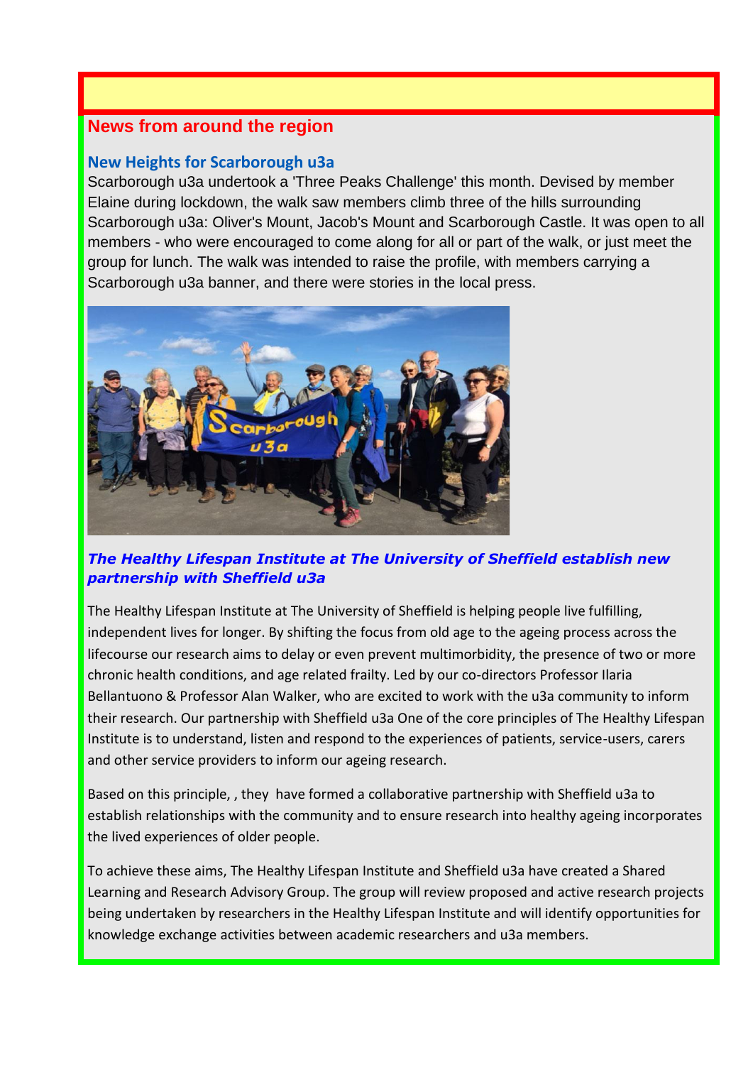## News from around the region

### New Heights for Scarborough u3a

Scarborough u3a undertook a 'Three Peaks Challenge' this month. Devised by member Elaine during lockdown, the walk saw members climb three of the hills surrounding Scarborough u3a: Oliver's Mount, Jacob's Mount and Scarborough Castle. It was open to all members - who were encouraged to come along for all or part of the walk, or just meet the group for lunch. The walk was intended to raise the profile, with members carrying a Scarborough u3a banner, and there were stories in the local press.

### *The Healthy Lifespan Institute at The University of Sheffield establish new partnership with Sheffield u3a*

The Healthy Lifespan Institute at The University of Sheffield is helping people live fulfilling, independent lives for longer. By shifting the focus from old age to the ageing process across the lifecourse our research aims to delay or even prevent multimorbidity, the presence of two or more chronic health conditions, and age related frailty. Led by our co-directors Professor Ilaria Bellantuono & Professor Alan Walker, who are excited to work with the u3a community to inform their research. Our partnership with Sheffield u3a One of the core principles of The Healthy Lifespan Institute is to understand, listen and respond to the experiences of patients, service-users, carers and other service providers to inform our ageing research.

Based on this principle, , they have formed a collaborative partnership with Sheffield u3a to establish relationships with the community and to ensure research into healthy ageing incorporates the lived experiences of older people.

To achieve these aims, The Healthy Lifespan Institute and Sheffield u3a have created a Shared Learning and Research Advisory Group. The group will review proposed and active research projects being undertaken by researchers in the Healthy Lifespan Institute and will identify opportunities for knowledge exchange activities between academic researchers and u3a members.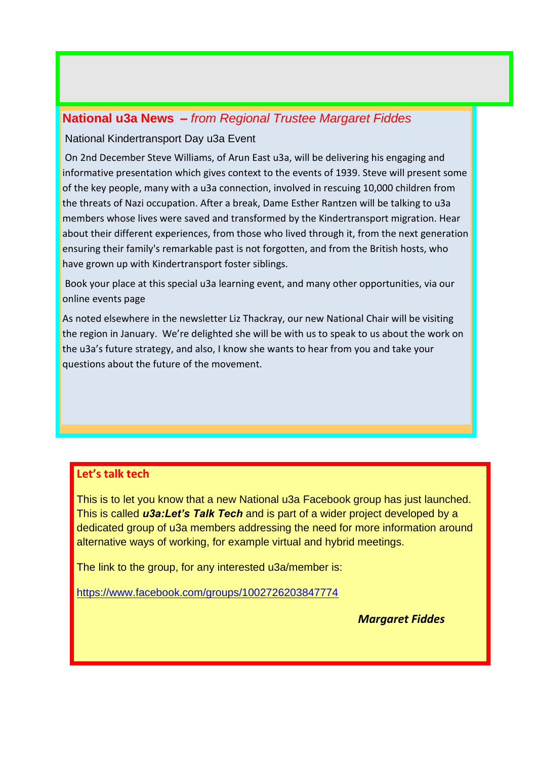## **National u3a News** – *from Regional Trustee Margaret Fiddes*

National Kindertransport Day u3a Event

On 2nd December Steve Williams, of Arun East u3a, will be delivering his engaging and informative presentation which gives context to the events of 1939. Steve will present some of the key people, many with a u3a connection, involved in rescuing 10,000 children from the threats of Nazi occupation. After a break, Dame Esther Rantzen will be talking to u3a members whose lives were saved and transformed by the Kindertransport migration. Hear about their different experiences, from those who lived through it, from the next generation ensuring their family's remarkable past is not forgotten, and from the British hosts, who have grown up with Kindertransport foster siblings.

Book your place at this special u3a learning event, and many other opportunities, via our online events page

As noted elsewhere in the newsletter Liz Thackray, our new National Chair will be visiting the region in January. We're delighted she will be with us to speak to us about the work on the u3a's future strategy, and also, I know she wants to hear from you and take your questions about the future of the movement.

## **Let's talk tech**

This is to let you know that a new National u3a Facebook group has just launched. This is called ***u3a:Let's Talk Tech*** and is part of a wider project developed by a dedicated group of u3a members addressing the need for more information around alternative ways of working, for example virtual and hybrid meetings.

The link to the group, for any interested u3a/member is:

https://www.facebook.com/groups/1002726203847774

***Margaret Fiddes***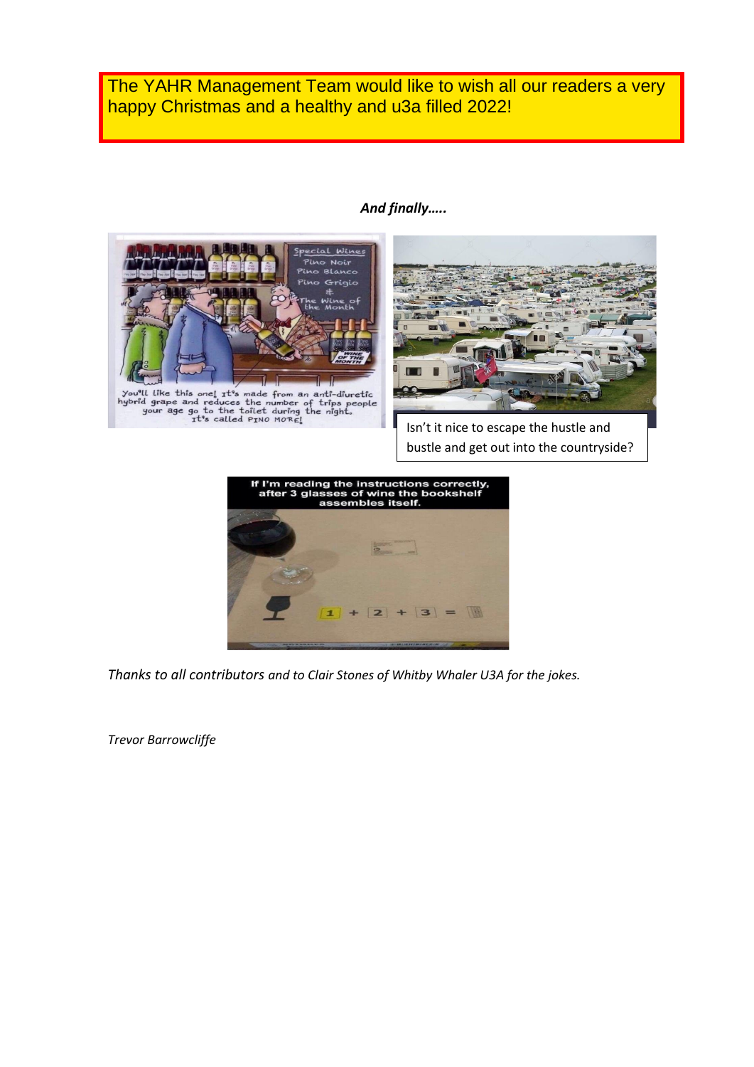The YAHR Management Team would like to wish all our readers a very happy Christmas and a healthy and u3a filled 2022!

***And finally…..***

You'll like this one! It's made from an anti-diuretic hybrid grape and reduces the number of trips people your age go to the toilet during the night. It's called PINO MORE!

Isn't it nice to escape the hustle and bustle and get out into the countryside?

If I'm reading the instructions correctly, after 3 glasses of wine the bookshelf assembles itself.

*Thanks to all contributors and to Clair Stones of Whitby Whaler U3A for the jokes.*

*Trevor Barrowcliffe*